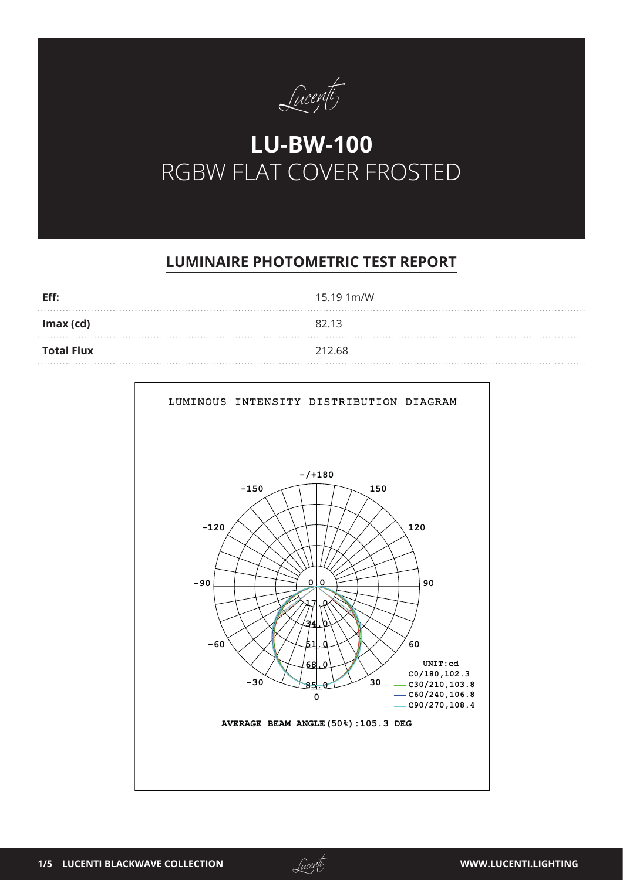# LU-BW-100

RGBW FLAT COVER FROSTED

## LUMINAIRE PHOTOMETRIC TEST REPORT

| | |
|---|---|
| **Eff:** | 15.19 1m/W |
| **Imax (cd)** | 82.13 |
| **Total Flux** | 212.68 |

LUMINOUS INTENSITY DISTRIBUTION DIAGRAM

UNIT:cd
- C0/180,102.3
- C30/210,103.8
- C60/240,106.8
- C90/270,108.4

AVERAGE BEAM ANGLE(50%):105.3 DEG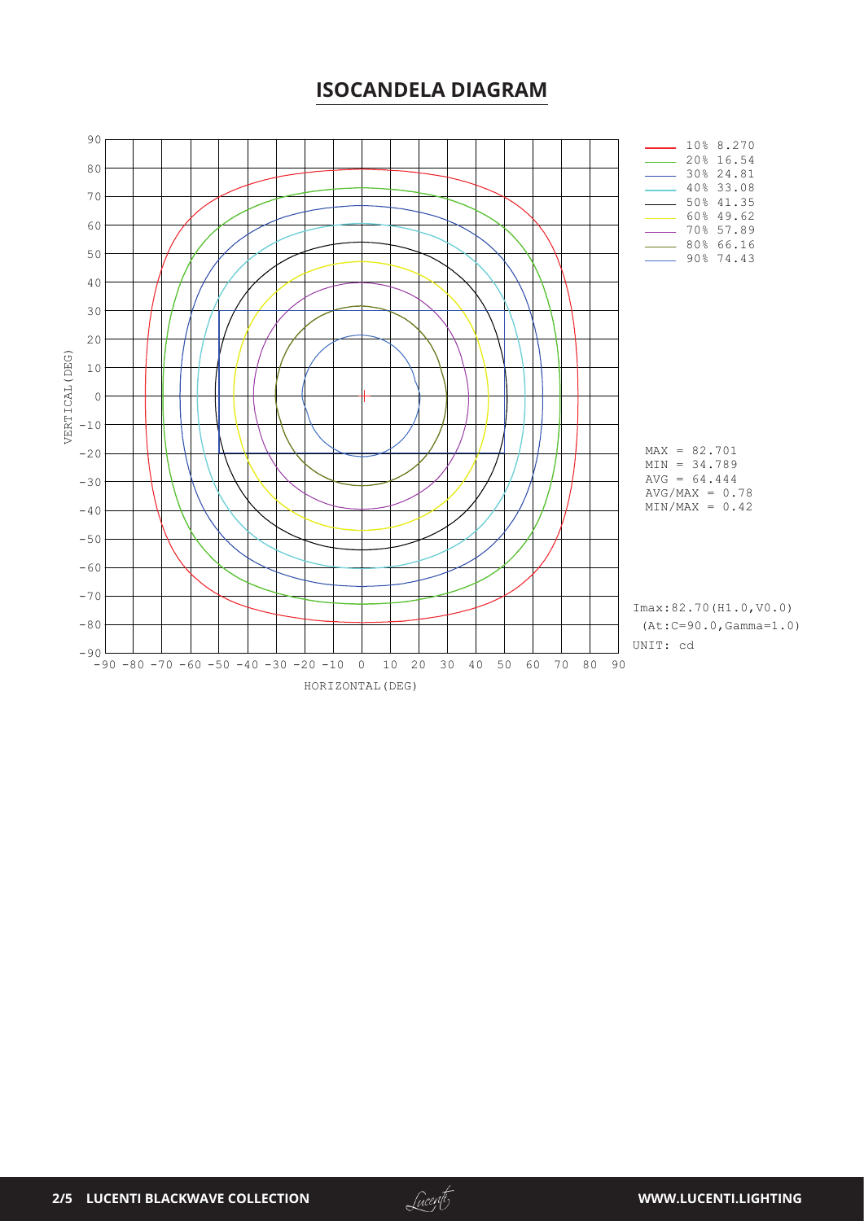# ISOCANDELA DIAGRAM

| Level | Value |
|---|---|
| 10% | 8.270 |
| 20% | 16.54 |
| 30% | 24.81 |
| 40% | 33.08 |
| 50% | 41.35 |
| 60% | 49.62 |
| 70% | 57.89 |
| 80% | 66.16 |
| 90% | 74.43 |

MAX = 82.701
MIN = 34.789
AVG = 64.444
AVG/MAX = 0.78
MIN/MAX = 0.42

Imax:82.70(H1.0,V0.0)
(At:C=90.0,Gamma=1.0)
UNIT: cd

VERTICAL(DEG)

HORIZONTAL(DEG)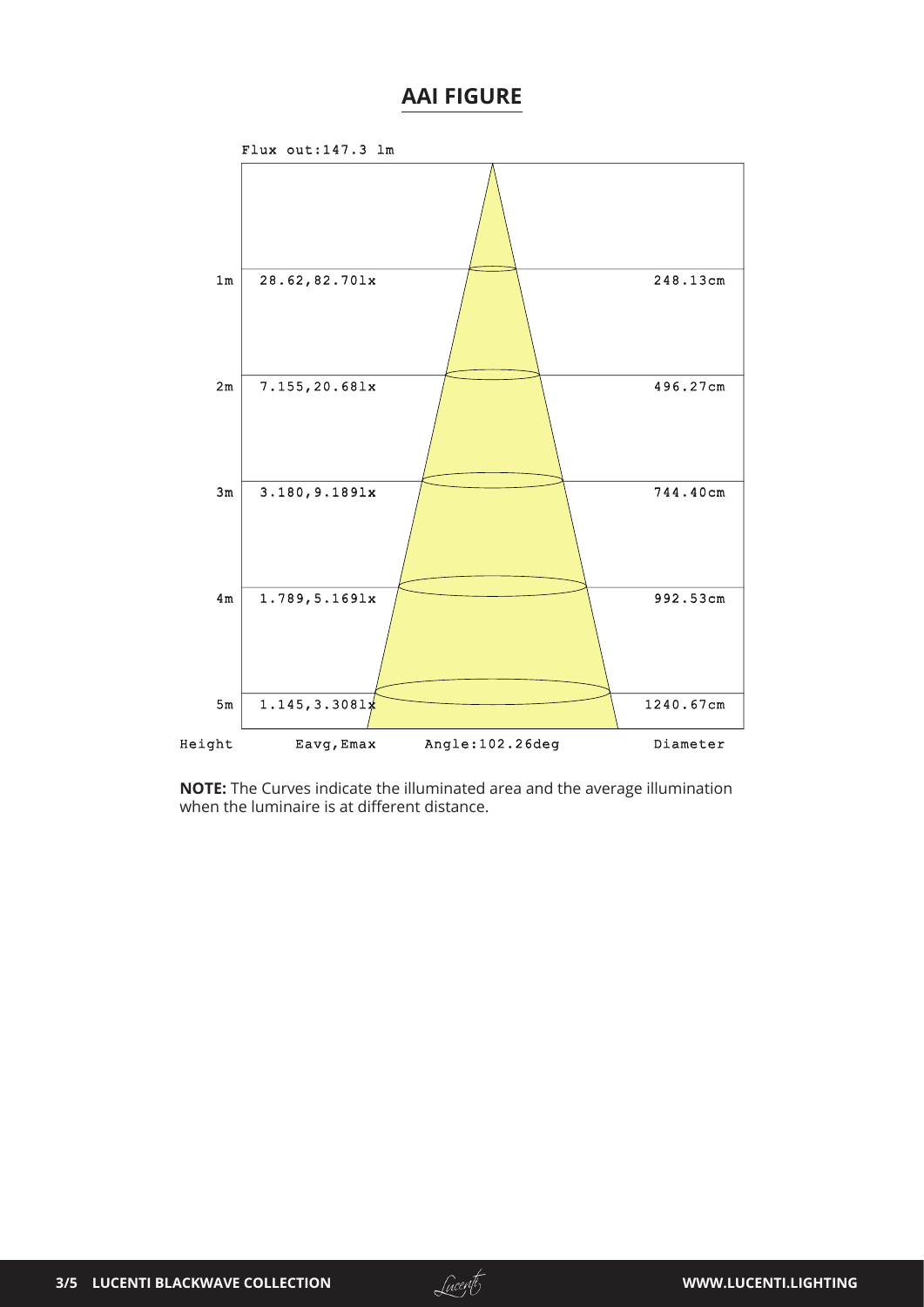# AAI FIGURE

Flux out:147.3 lm

| Height | Eavg,Emax | Diameter |
| --- | --- | --- |
| 1m | 28.62,82.70lx | 248.13cm |
| 2m | 7.155,20.68lx | 496.27cm |
| 3m | 3.180,9.189lx | 744.40cm |
| 4m | 1.789,5.169lx | 992.53cm |
| 5m | 1.145,3.308lx | 1240.67cm |

Angle:102.26deg

**NOTE:** The Curves indicate the illuminated area and the average illumination when the luminaire is at different distance.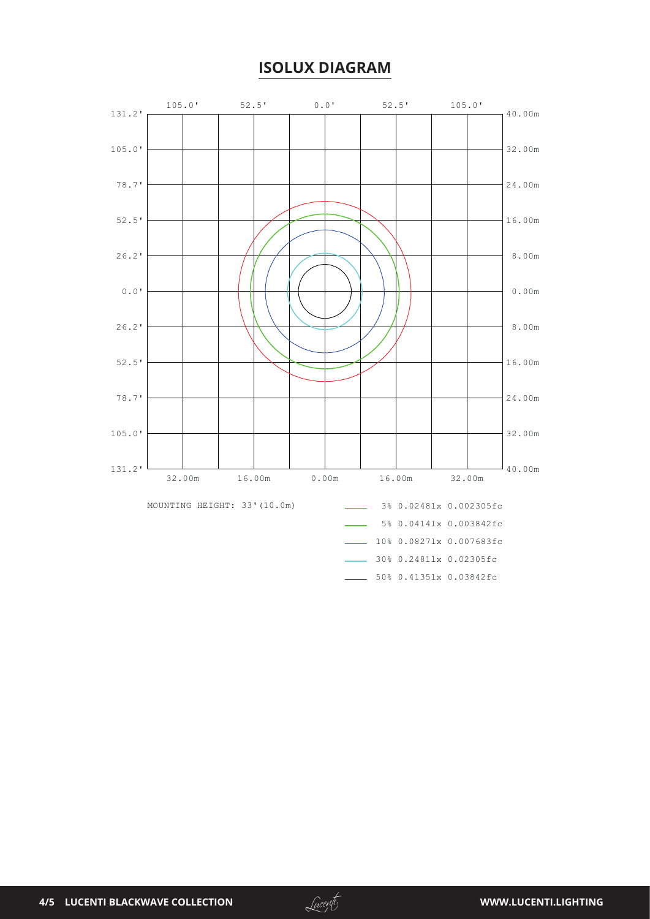# ISOLUX DIAGRAM

MOUNTING HEIGHT: 33'(10.0m)

3% 0.0248lx 0.002305fc

5% 0.0414lx 0.003842fc

10% 0.0827lx 0.007683fc

30% 0.2481lx 0.02305fc

50% 0.4135lx 0.03842fc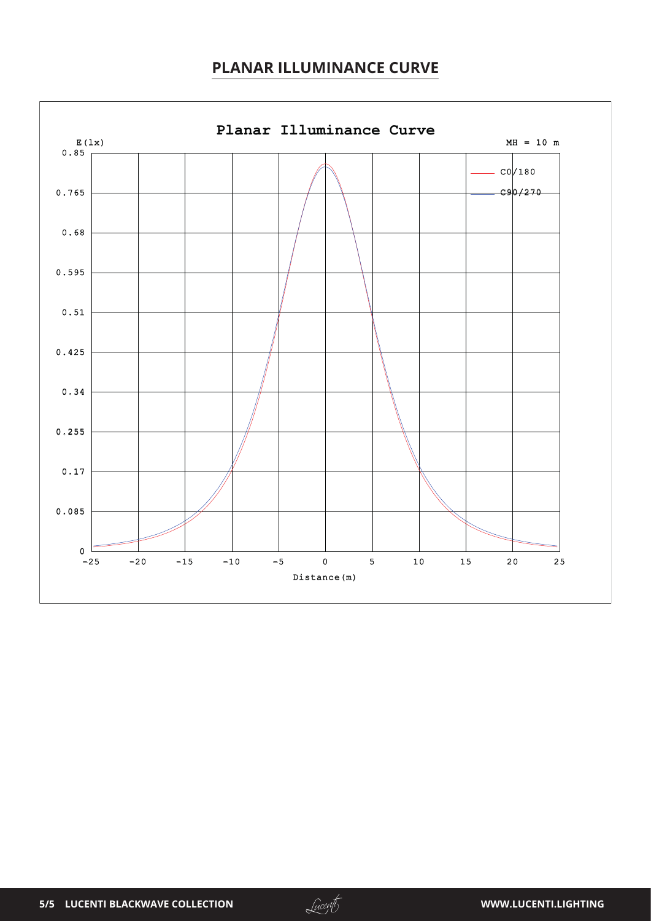## PLANAR ILLUMINANCE CURVE

Planar Illuminance Curve

E(lx)

MH = 10 m

C0/180

C90/270

0.85

0.765

0.68

0.595

0.51

0.425

0.34

0.255

0.17

0.085

0

-25 -20 -15 -10 -5 0 5 10 15 20 25

Distance(m)